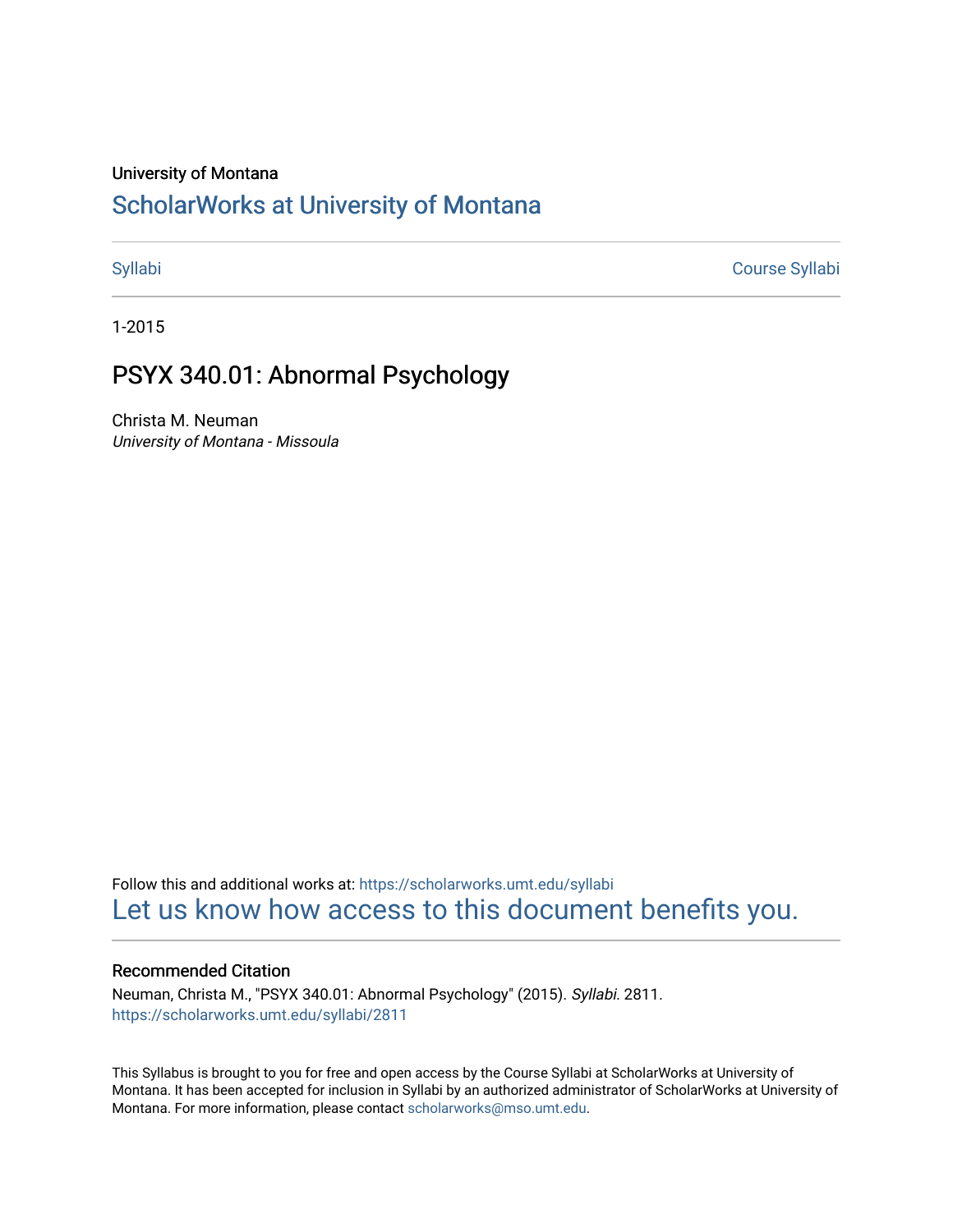University of Montana

# ScholarWorks at University of Montana

Syllabi | Course Syllabi

1-2015

## PSYX 340.01: Abnormal Psychology

Christa M. Neuman
*University of Montana - Missoula*

Follow this and additional works at: https://scholarworks.umt.edu/syllabi

Let us know how access to this document benefits you.

### Recommended Citation

Neuman, Christa M., "PSYX 340.01: Abnormal Psychology" (2015). *Syllabi*. 2811.
https://scholarworks.umt.edu/syllabi/2811

This Syllabus is brought to you for free and open access by the Course Syllabi at ScholarWorks at University of Montana. It has been accepted for inclusion in Syllabi by an authorized administrator of ScholarWorks at University of Montana. For more information, please contact scholarworks@mso.umt.edu.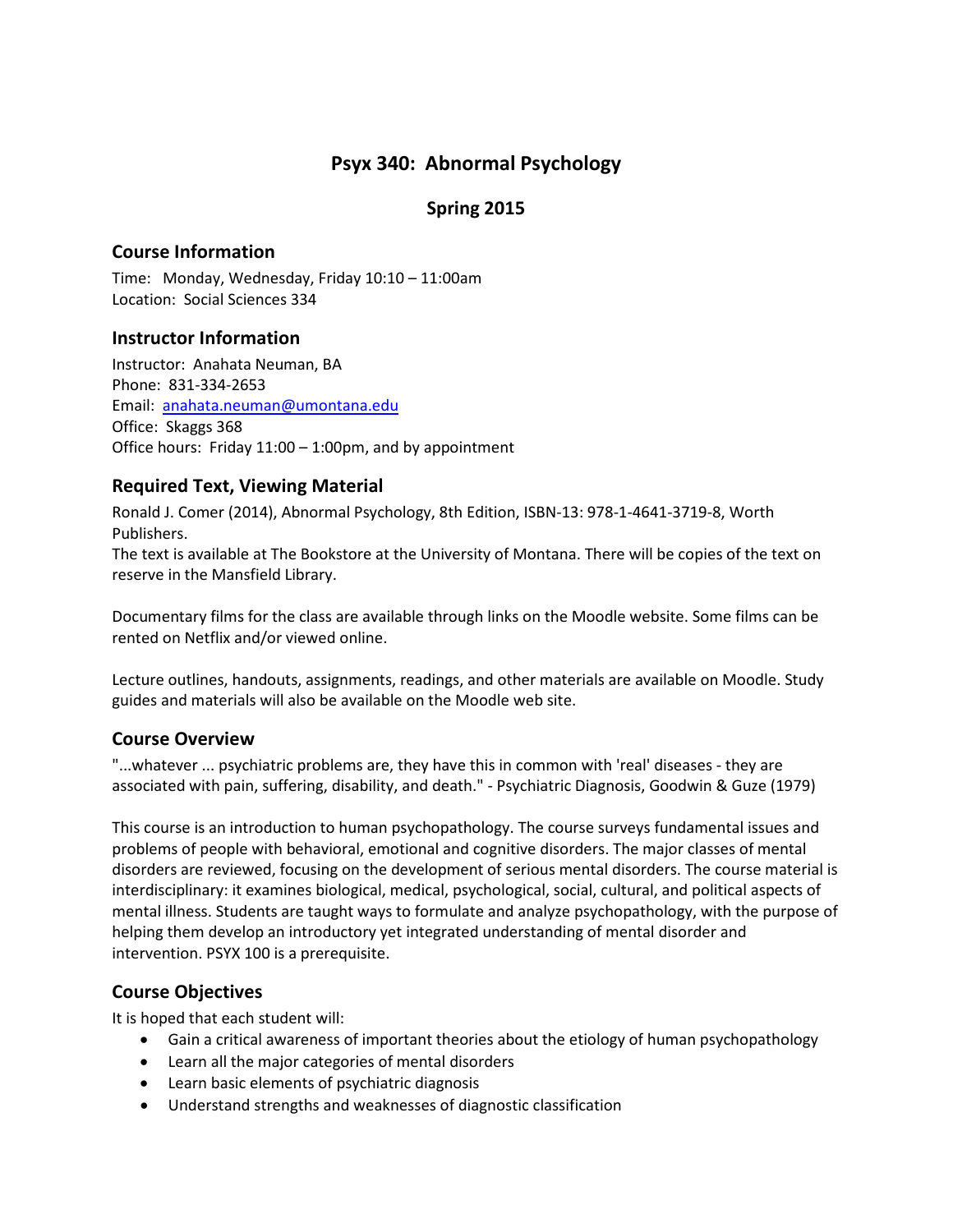# Psyx 340: Abnormal Psychology

## Spring 2015

### Course Information

Time: Monday, Wednesday, Friday 10:10 – 11:00am
Location: Social Sciences 334

### Instructor Information

Instructor: Anahata Neuman, BA
Phone: 831-334-2653
Email: anahata.neuman@umontana.edu
Office: Skaggs 368
Office hours: Friday 11:00 – 1:00pm, and by appointment

### Required Text, Viewing Material

Ronald J. Comer (2014), Abnormal Psychology, 8th Edition, ISBN-13: 978-1-4641-3719-8, Worth Publishers.
The text is available at The Bookstore at the University of Montana. There will be copies of the text on reserve in the Mansfield Library.

Documentary films for the class are available through links on the Moodle website. Some films can be rented on Netflix and/or viewed online.

Lecture outlines, handouts, assignments, readings, and other materials are available on Moodle. Study guides and materials will also be available on the Moodle web site.

### Course Overview

"...whatever ... psychiatric problems are, they have this in common with 'real' diseases - they are associated with pain, suffering, disability, and death." - Psychiatric Diagnosis, Goodwin & Guze (1979)

This course is an introduction to human psychopathology. The course surveys fundamental issues and problems of people with behavioral, emotional and cognitive disorders. The major classes of mental disorders are reviewed, focusing on the development of serious mental disorders. The course material is interdisciplinary: it examines biological, medical, psychological, social, cultural, and political aspects of mental illness. Students are taught ways to formulate and analyze psychopathology, with the purpose of helping them develop an introductory yet integrated understanding of mental disorder and intervention. PSYX 100 is a prerequisite.

### Course Objectives

It is hoped that each student will:

- Gain a critical awareness of important theories about the etiology of human psychopathology
- Learn all the major categories of mental disorders
- Learn basic elements of psychiatric diagnosis
- Understand strengths and weaknesses of diagnostic classification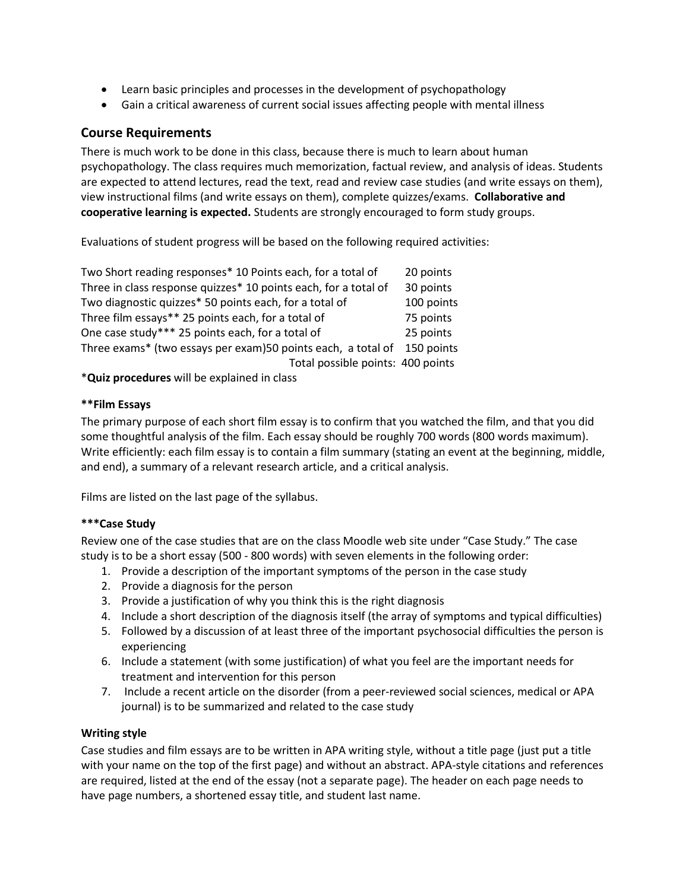- Learn basic principles and processes in the development of psychopathology
- Gain a critical awareness of current social issues affecting people with mental illness

## Course Requirements

There is much work to be done in this class, because there is much to learn about human psychopathology. The class requires much memorization, factual review, and analysis of ideas. Students are expected to attend lectures, read the text, read and review case studies (and write essays on them), view instructional films (and write essays on them), complete quizzes/exams. **Collaborative and cooperative learning is expected.** Students are strongly encouraged to form study groups.

Evaluations of student progress will be based on the following required activities:

| | |
|---|---|
| Two Short reading responses* 10 Points each, for a total of | 20 points |
| Three in class response quizzes* 10 points each, for a total of | 30 points |
| Two diagnostic quizzes* 50 points each, for a total of | 100 points |
| Three film essays** 25 points each, for a total of | 75 points |
| One case study*** 25 points each, for a total of | 25 points |
| Three exams* (two essays per exam)50 points each, a total of | 150 points |
| Total possible points: | 400 points |

*__Quiz procedures__ will be explained in class

### **Film Essays

The primary purpose of each short film essay is to confirm that you watched the film, and that you did some thoughtful analysis of the film. Each essay should be roughly 700 words (800 words maximum). Write efficiently: each film essay is to contain a film summary (stating an event at the beginning, middle, and end), a summary of a relevant research article, and a critical analysis.

Films are listed on the last page of the syllabus.

### ***Case Study

Review one of the case studies that are on the class Moodle web site under "Case Study." The case study is to be a short essay (500 - 800 words) with seven elements in the following order:

1. Provide a description of the important symptoms of the person in the case study
2. Provide a diagnosis for the person
3. Provide a justification of why you think this is the right diagnosis
4. Include a short description of the diagnosis itself (the array of symptoms and typical difficulties)
5. Followed by a discussion of at least three of the important psychosocial difficulties the person is experiencing
6. Include a statement (with some justification) of what you feel are the important needs for treatment and intervention for this person
7. Include a recent article on the disorder (from a peer-reviewed social sciences, medical or APA journal) is to be summarized and related to the case study

### Writing style

Case studies and film essays are to be written in APA writing style, without a title page (just put a title with your name on the top of the first page) and without an abstract. APA-style citations and references are required, listed at the end of the essay (not a separate page). The header on each page needs to have page numbers, a shortened essay title, and student last name.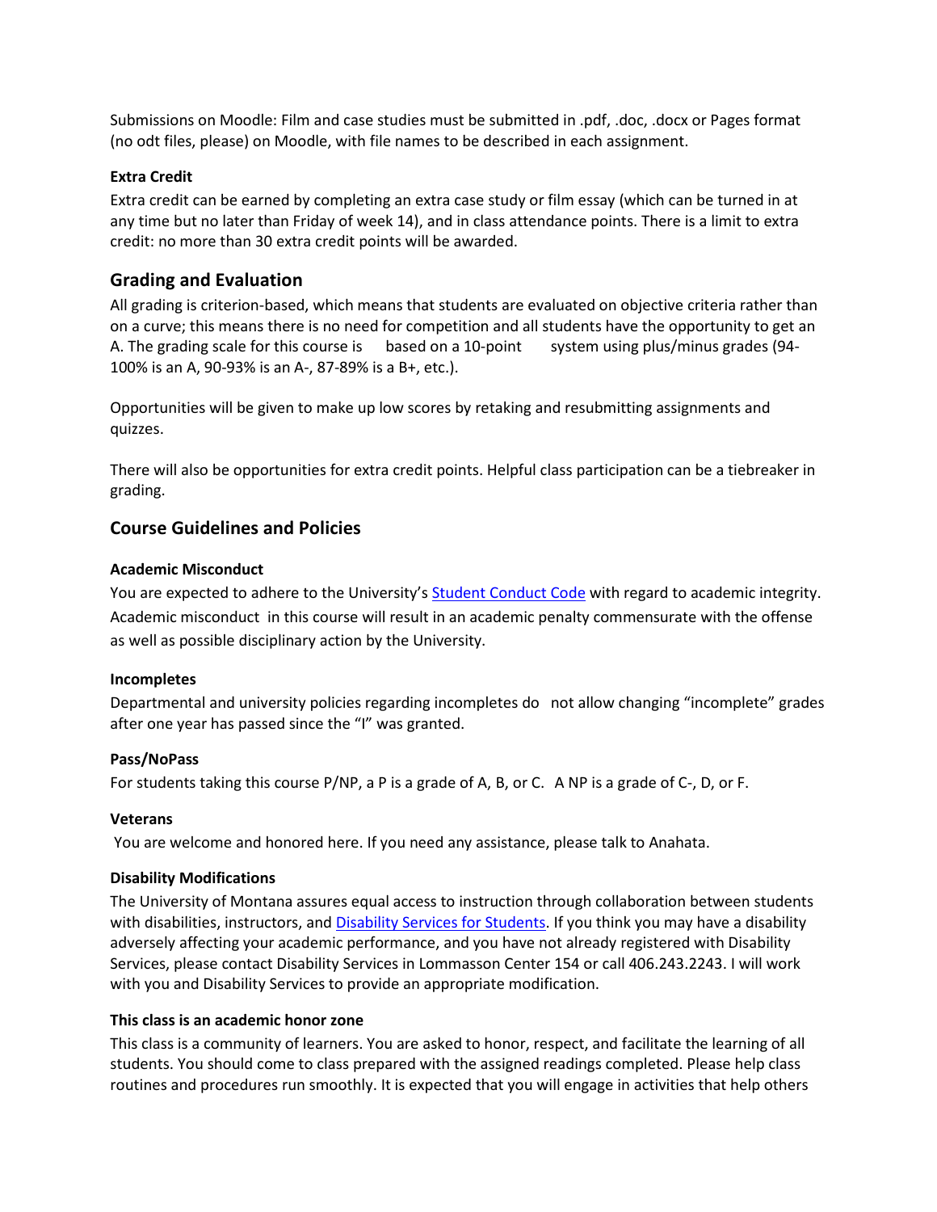Submissions on Moodle: Film and case studies must be submitted in .pdf, .doc, .docx or Pages format (no odt files, please) on Moodle, with file names to be described in each assignment.

**Extra Credit**

Extra credit can be earned by completing an extra case study or film essay (which can be turned in at any time but no later than Friday of week 14), and in class attendance points. There is a limit to extra credit: no more than 30 extra credit points will be awarded.

## Grading and Evaluation

All grading is criterion-based, which means that students are evaluated on objective criteria rather than on a curve; this means there is no need for competition and all students have the opportunity to get an A. The grading scale for this course is based on a 10-point system using plus/minus grades (94-100% is an A, 90-93% is an A-, 87-89% is a B+, etc.).

Opportunities will be given to make up low scores by retaking and resubmitting assignments and quizzes.

There will also be opportunities for extra credit points. Helpful class participation can be a tiebreaker in grading.

## Course Guidelines and Policies

**Academic Misconduct**

You are expected to adhere to the University's Student Conduct Code with regard to academic integrity. Academic misconduct in this course will result in an academic penalty commensurate with the offense as well as possible disciplinary action by the University.

**Incompletes**

Departmental and university policies regarding incompletes do not allow changing "incomplete" grades after one year has passed since the "I" was granted.

**Pass/NoPass**

For students taking this course P/NP, a P is a grade of A, B, or C. A NP is a grade of C-, D, or F.

**Veterans**

You are welcome and honored here. If you need any assistance, please talk to Anahata.

**Disability Modifications**

The University of Montana assures equal access to instruction through collaboration between students with disabilities, instructors, and Disability Services for Students. If you think you may have a disability adversely affecting your academic performance, and you have not already registered with Disability Services, please contact Disability Services in Lommasson Center 154 or call 406.243.2243. I will work with you and Disability Services to provide an appropriate modification.

**This class is an academic honor zone**

This class is a community of learners. You are asked to honor, respect, and facilitate the learning of all students. You should come to class prepared with the assigned readings completed. Please help class routines and procedures run smoothly. It is expected that you will engage in activities that help others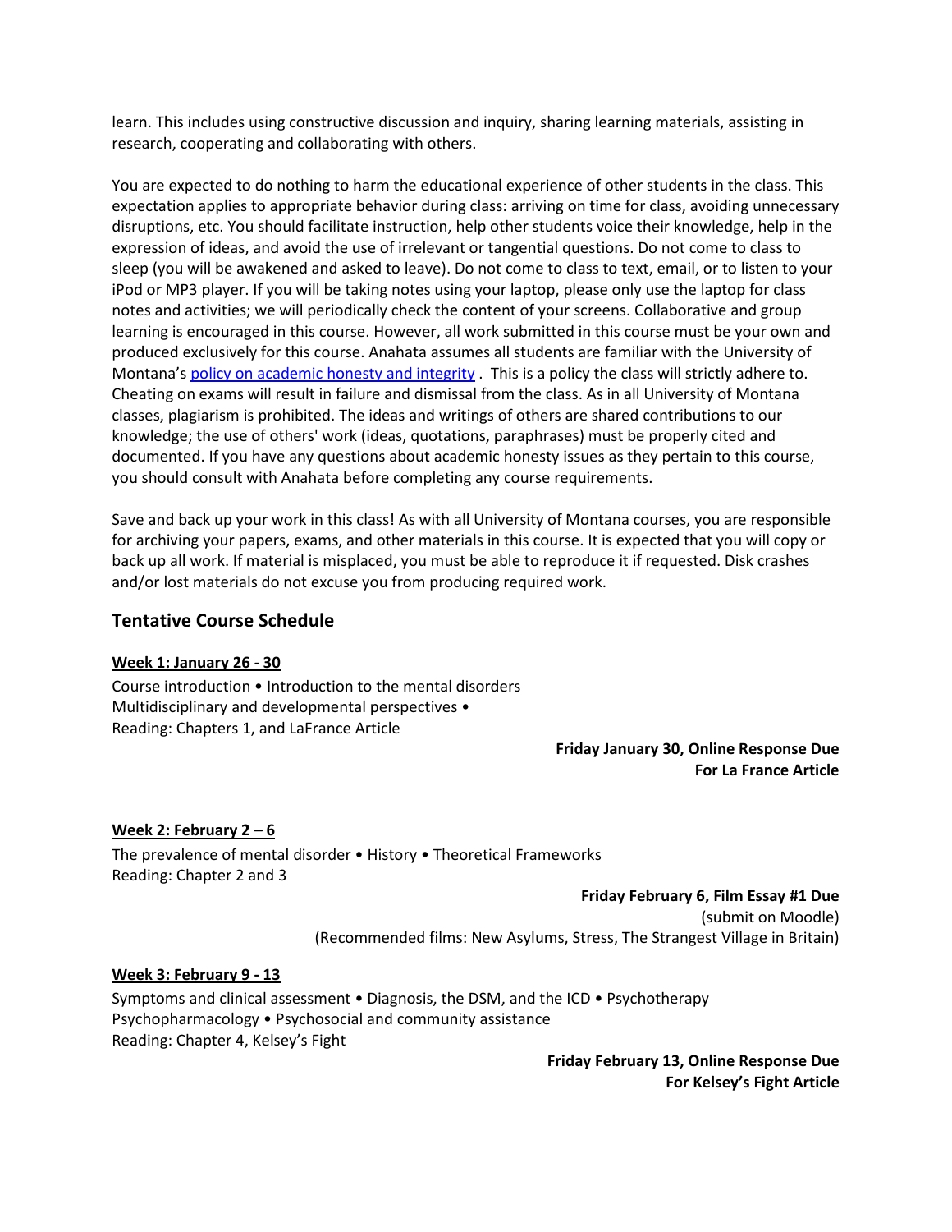learn. This includes using constructive discussion and inquiry, sharing learning materials, assisting in research, cooperating and collaborating with others.

You are expected to do nothing to harm the educational experience of other students in the class. This expectation applies to appropriate behavior during class: arriving on time for class, avoiding unnecessary disruptions, etc. You should facilitate instruction, help other students voice their knowledge, help in the expression of ideas, and avoid the use of irrelevant or tangential questions. Do not come to class to sleep (you will be awakened and asked to leave). Do not come to class to text, email, or to listen to your iPod or MP3 player. If you will be taking notes using your laptop, please only use the laptop for class notes and activities; we will periodically check the content of your screens. Collaborative and group learning is encouraged in this course. However, all work submitted in this course must be your own and produced exclusively for this course. Anahata assumes all students are familiar with the University of Montana's policy on academic honesty and integrity . This is a policy the class will strictly adhere to. Cheating on exams will result in failure and dismissal from the class. As in all University of Montana classes, plagiarism is prohibited. The ideas and writings of others are shared contributions to our knowledge; the use of others' work (ideas, quotations, paraphrases) must be properly cited and documented. If you have any questions about academic honesty issues as they pertain to this course, you should consult with Anahata before completing any course requirements.

Save and back up your work in this class! As with all University of Montana courses, you are responsible for archiving your papers, exams, and other materials in this course. It is expected that you will copy or back up all work. If material is misplaced, you must be able to reproduce it if requested. Disk crashes and/or lost materials do not excuse you from producing required work.

## Tentative Course Schedule

**Week 1: January 26 - 30**

Course introduction • Introduction to the mental disorders
Multidisciplinary and developmental perspectives •
Reading: Chapters 1, and LaFrance Article

**Friday January 30, Online Response Due For La France Article**

**Week 2: February 2 – 6**

The prevalence of mental disorder • History • Theoretical Frameworks
Reading: Chapter 2 and 3

**Friday February 6, Film Essay #1 Due**
(submit on Moodle)
(Recommended films: New Asylums, Stress, The Strangest Village in Britain)

**Week 3: February 9 - 13**

Symptoms and clinical assessment • Diagnosis, the DSM, and the ICD • Psychotherapy
Psychopharmacology • Psychosocial and community assistance
Reading: Chapter 4, Kelsey's Fight

**Friday February 13, Online Response Due For Kelsey's Fight Article**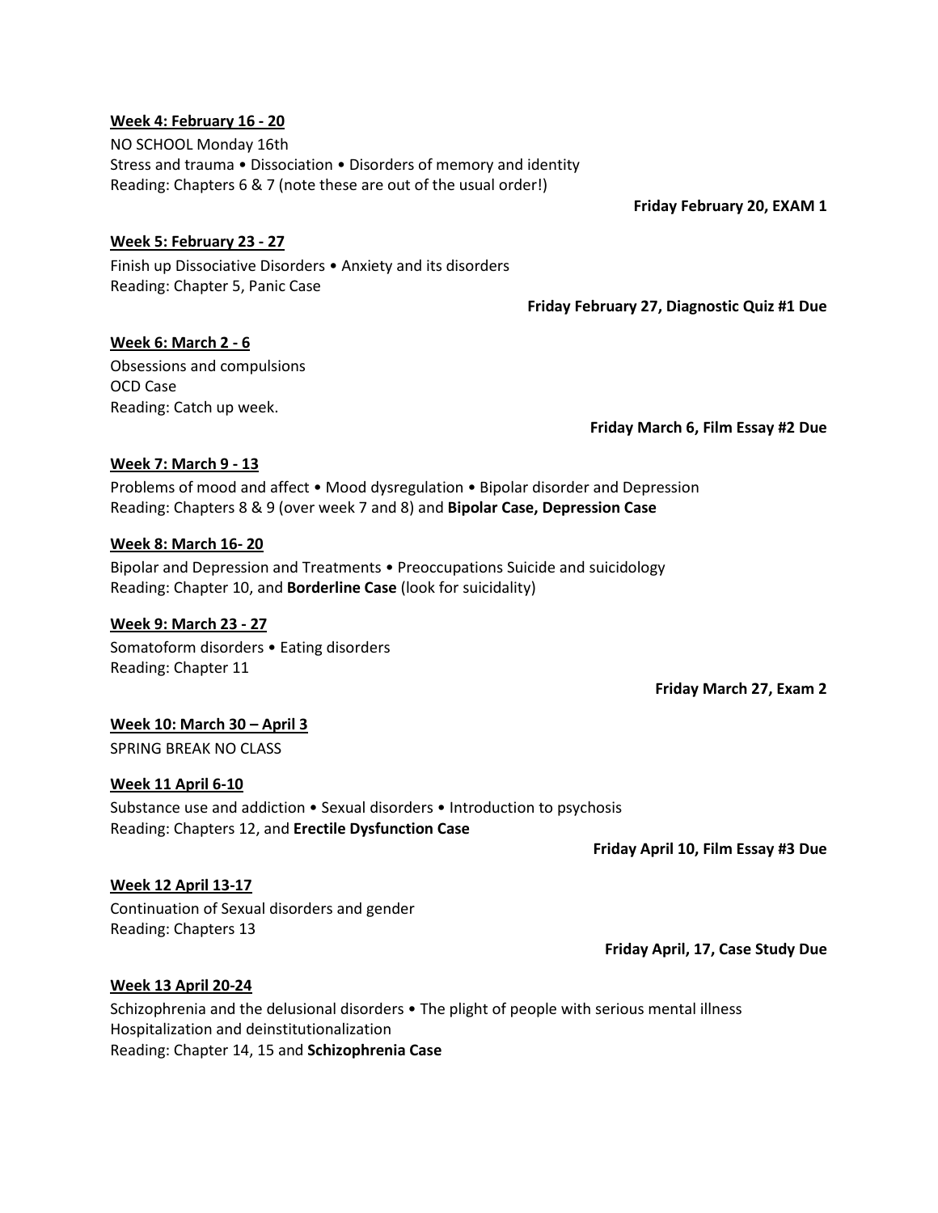**Week 4: February 16 - 20**

NO SCHOOL Monday 16th
Stress and trauma • Dissociation • Disorders of memory and identity
Reading: Chapters 6 & 7 (note these are out of the usual order!)

**Friday February 20, EXAM 1**

**Week 5: February 23 - 27**

Finish up Dissociative Disorders • Anxiety and its disorders
Reading: Chapter 5, Panic Case

**Friday February 27, Diagnostic Quiz #1 Due**

**Week 6: March 2 - 6**

Obsessions and compulsions
OCD Case
Reading: Catch up week.

**Friday March 6, Film Essay #2 Due**

**Week 7: March 9 - 13**

Problems of mood and affect • Mood dysregulation • Bipolar disorder and Depression
Reading: Chapters 8 & 9 (over week 7 and 8) and **Bipolar Case, Depression Case**

**Week 8: March 16- 20**

Bipolar and Depression and Treatments • Preoccupations Suicide and suicidology
Reading: Chapter 10, and **Borderline Case** (look for suicidality)

**Week 9: March 23 - 27**

Somatoform disorders • Eating disorders
Reading: Chapter 11

**Friday March 27, Exam 2**

**Week 10: March 30 – April 3**

SPRING BREAK NO CLASS

**Week 11 April 6-10**

Substance use and addiction • Sexual disorders • Introduction to psychosis
Reading: Chapters 12, and **Erectile Dysfunction Case**

**Friday April 10, Film Essay #3 Due**

**Week 12 April 13-17**

Continuation of Sexual disorders and gender
Reading: Chapters 13

**Friday April, 17, Case Study Due**

**Week 13 April 20-24**

Schizophrenia and the delusional disorders • The plight of people with serious mental illness
Hospitalization and deinstitutionalization
Reading: Chapter 14, 15 and **Schizophrenia Case**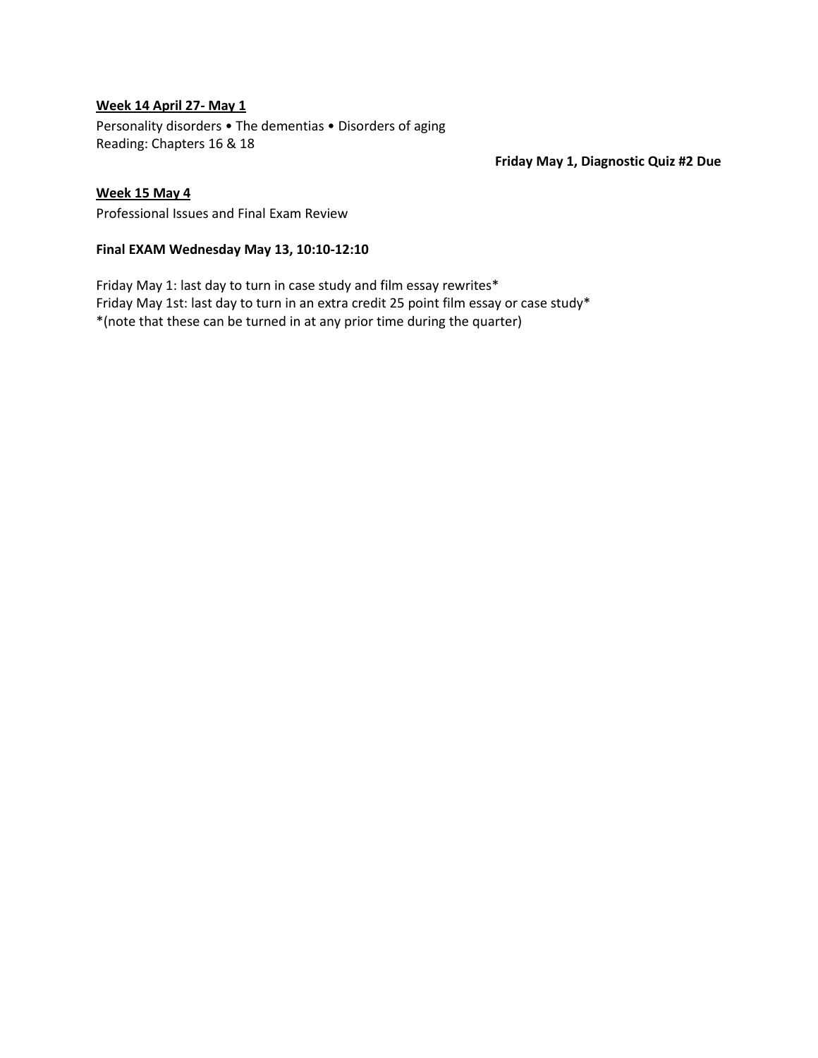**<u>Week 14 April 27- May 1</u>**

Personality disorders • The dementias • Disorders of aging
Reading: Chapters 16 & 18

**Friday May 1, Diagnostic Quiz #2 Due**

**<u>Week 15 May 4</u>**

Professional Issues and Final Exam Review

**Final EXAM Wednesday May 13, 10:10-12:10**

Friday May 1: last day to turn in case study and film essay rewrites*
Friday May 1st: last day to turn in an extra credit 25 point film essay or case study*
*(note that these can be turned in at any prior time during the quarter)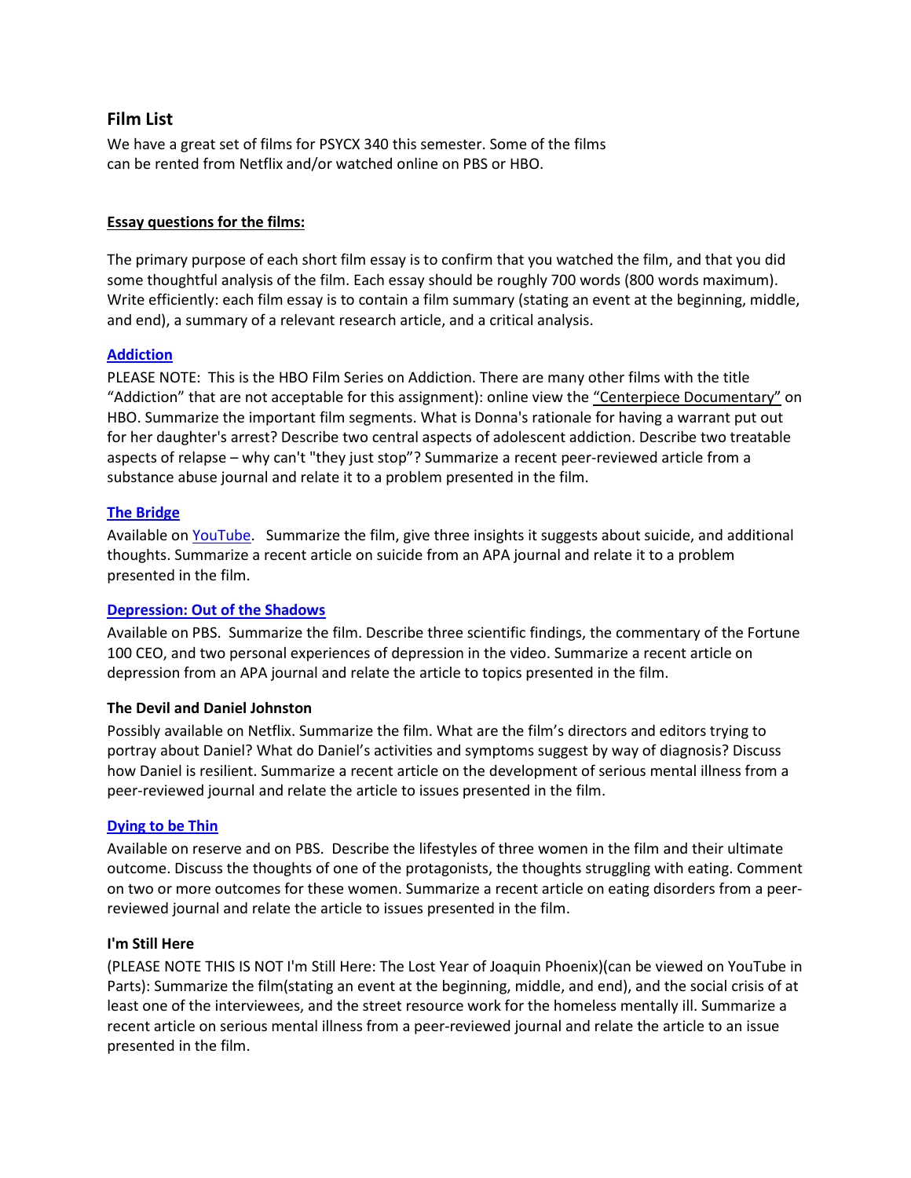## Film List

We have a great set of films for PSYCX 340 this semester. Some of the films can be rented from Netflix and/or watched online on PBS or HBO.

**Essay questions for the films:**

The primary purpose of each short film essay is to confirm that you watched the film, and that you did some thoughtful analysis of the film. Each essay should be roughly 700 words (800 words maximum). Write efficiently: each film essay is to contain a film summary (stating an event at the beginning, middle, and end), a summary of a relevant research article, and a critical analysis.

**Addiction**

PLEASE NOTE: This is the HBO Film Series on Addiction. There are many other films with the title "Addiction" that are not acceptable for this assignment): online view the "Centerpiece Documentary" on HBO. Summarize the important film segments. What is Donna's rationale for having a warrant put out for her daughter's arrest? Describe two central aspects of adolescent addiction. Describe two treatable aspects of relapse – why can't "they just stop"? Summarize a recent peer-reviewed article from a substance abuse journal and relate it to a problem presented in the film.

**The Bridge**

Available on YouTube. Summarize the film, give three insights it suggests about suicide, and additional thoughts. Summarize a recent article on suicide from an APA journal and relate it to a problem presented in the film.

**Depression: Out of the Shadows**

Available on PBS. Summarize the film. Describe three scientific findings, the commentary of the Fortune 100 CEO, and two personal experiences of depression in the video. Summarize a recent article on depression from an APA journal and relate the article to topics presented in the film.

**The Devil and Daniel Johnston**

Possibly available on Netflix. Summarize the film. What are the film's directors and editors trying to portray about Daniel? What do Daniel's activities and symptoms suggest by way of diagnosis? Discuss how Daniel is resilient. Summarize a recent article on the development of serious mental illness from a peer-reviewed journal and relate the article to issues presented in the film.

**Dying to be Thin**

Available on reserve and on PBS. Describe the lifestyles of three women in the film and their ultimate outcome. Discuss the thoughts of one of the protagonists, the thoughts struggling with eating. Comment on two or more outcomes for these women. Summarize a recent article on eating disorders from a peer-reviewed journal and relate the article to issues presented in the film.

**I'm Still Here**

(PLEASE NOTE THIS IS NOT I'm Still Here: The Lost Year of Joaquin Phoenix)(can be viewed on YouTube in Parts): Summarize the film(stating an event at the beginning, middle, and end), and the social crisis of at least one of the interviewees, and the street resource work for the homeless mentally ill. Summarize a recent article on serious mental illness from a peer-reviewed journal and relate the article to an issue presented in the film.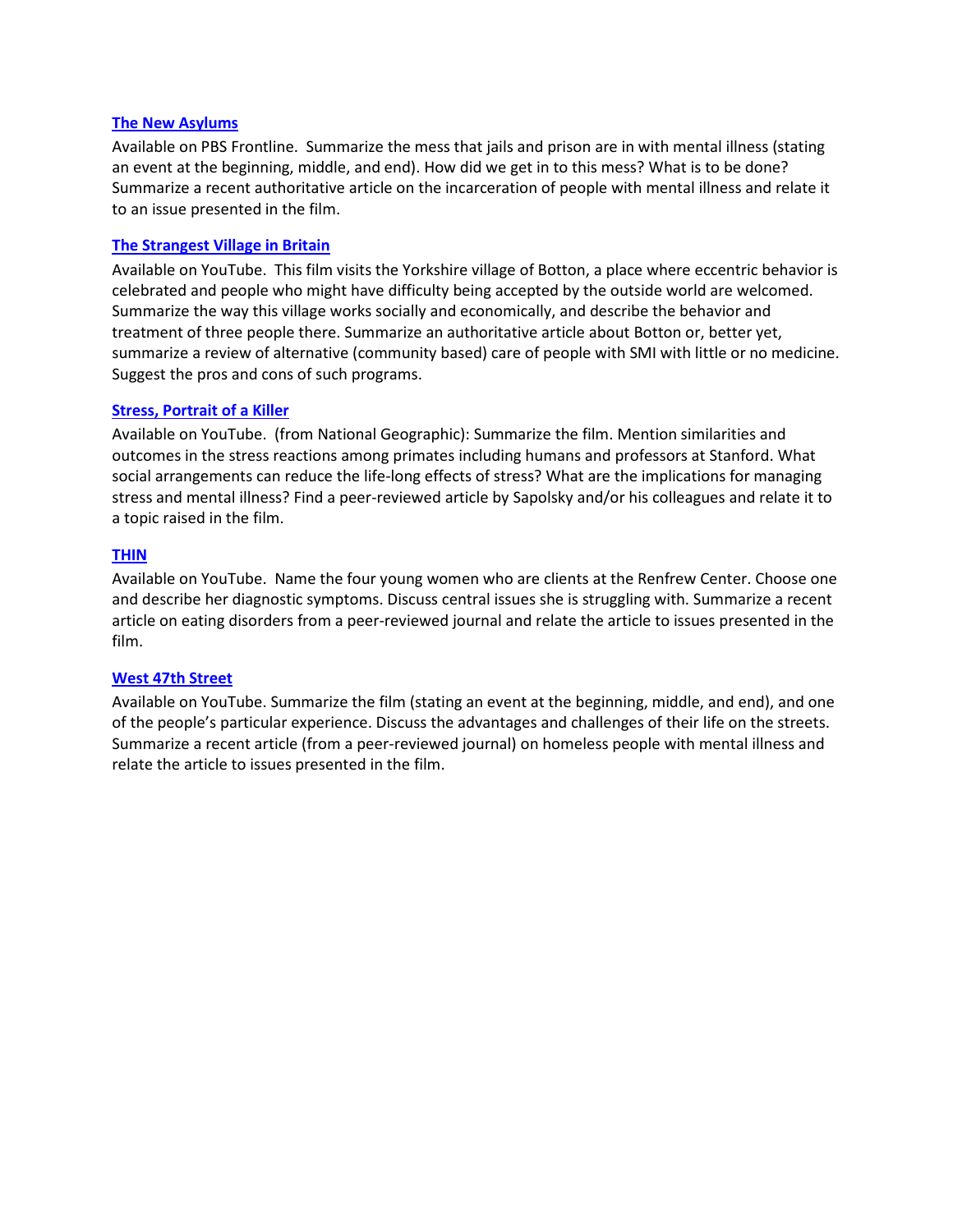### [The New Asylums]

Available on PBS Frontline. Summarize the mess that jails and prison are in with mental illness (stating an event at the beginning, middle, and end). How did we get in to this mess? What is to be done? Summarize a recent authoritative article on the incarceration of people with mental illness and relate it to an issue presented in the film.

### [The Strangest Village in Britain]

Available on YouTube. This film visits the Yorkshire village of Botton, a place where eccentric behavior is celebrated and people who might have difficulty being accepted by the outside world are welcomed. Summarize the way this village works socially and economically, and describe the behavior and treatment of three people there. Summarize an authoritative article about Botton or, better yet, summarize a review of alternative (community based) care of people with SMI with little or no medicine. Suggest the pros and cons of such programs.

### [Stress, Portrait of a Killer]

Available on YouTube. (from National Geographic): Summarize the film. Mention similarities and outcomes in the stress reactions among primates including humans and professors at Stanford. What social arrangements can reduce the life-long effects of stress? What are the implications for managing stress and mental illness? Find a peer-reviewed article by Sapolsky and/or his colleagues and relate it to a topic raised in the film.

### [THIN]

Available on YouTube. Name the four young women who are clients at the Renfrew Center. Choose one and describe her diagnostic symptoms. Discuss central issues she is struggling with. Summarize a recent article on eating disorders from a peer-reviewed journal and relate the article to issues presented in the film.

### [West 47th Street]

Available on YouTube. Summarize the film (stating an event at the beginning, middle, and end), and one of the people's particular experience. Discuss the advantages and challenges of their life on the streets. Summarize a recent article (from a peer-reviewed journal) on homeless people with mental illness and relate the article to issues presented in the film.